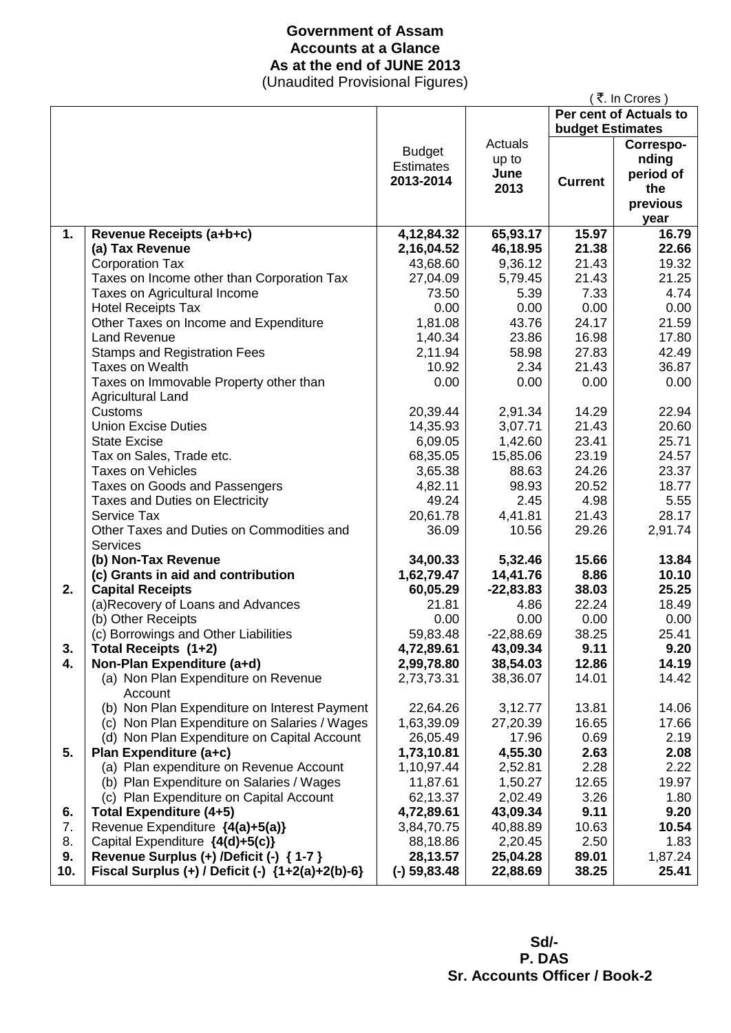# Government of Assam
## Accounts at a Glance
## As at the end of JUNE 2013
(Unaudited Provisional Figures)

( ₹. In Crores )

| | | Budget Estimates 2013-2014 | Actuals up to June 2013 | Per cent of Actuals to budget Estimates | |
|---|---|---|---|---|---|
| | | | | **Current** | **Corresponding period of the previous year** |
| **1.** | **Revenue Receipts (a+b+c)** | **4,12,84.32** | **65,93.17** | **15.97** | **16.79** |
| | **(a) Tax Revenue** | **2,16,04.52** | **46,18.95** | **21.38** | **22.66** |
| | Corporation Tax | 43,68.60 | 9,36.12 | 21.43 | 19.32 |
| | Taxes on Income other than Corporation Tax | 27,04.09 | 5,79.45 | 21.43 | 21.25 |
| | Taxes on Agricultural Income | 73.50 | 5.39 | 7.33 | 4.74 |
| | Hotel Receipts Tax | 0.00 | 0.00 | 0.00 | 0.00 |
| | Other Taxes on Income and Expenditure | 1,81.08 | 43.76 | 24.17 | 21.59 |
| | Land Revenue | 1,40.34 | 23.86 | 16.98 | 17.80 |
| | Stamps and Registration Fees | 2,11.94 | 58.98 | 27.83 | 42.49 |
| | Taxes on Wealth | 10.92 | 2.34 | 21.43 | 36.87 |
| | Taxes on Immovable Property other than Agricultural Land | 0.00 | 0.00 | 0.00 | 0.00 |
| | Customs | 20,39.44 | 2,91.34 | 14.29 | 22.94 |
| | Union Excise Duties | 14,35.93 | 3,07.71 | 21.43 | 20.60 |
| | State Excise | 6,09.05 | 1,42.60 | 23.41 | 25.71 |
| | Tax on Sales, Trade etc. | 68,35.05 | 15,85.06 | 23.19 | 24.57 |
| | Taxes on Vehicles | 3,65.38 | 88.63 | 24.26 | 23.37 |
| | Taxes on Goods and Passengers | 4,82.11 | 98.93 | 20.52 | 18.77 |
| | Taxes and Duties on Electricity | 49.24 | 2.45 | 4.98 | 5.55 |
| | Service Tax | 20,61.78 | 4,41.81 | 21.43 | 28.17 |
| | Other Taxes and Duties on Commodities and Services | 36.09 | 10.56 | 29.26 | 2,91.74 |
| | **(b) Non-Tax Revenue** | **34,00.33** | **5,32.46** | **15.66** | **13.84** |
| | **(c) Grants in aid and contribution** | **1,62,79.47** | **14,41.76** | **8.86** | **10.10** |
| **2.** | **Capital Receipts** | **60,05.29** | **-22,83.83** | **38.03** | **25.25** |
| | (a)Recovery of Loans and Advances | 21.81 | 4.86 | 22.24 | 18.49 |
| | (b) Other Receipts | 0.00 | 0.00 | 0.00 | 0.00 |
| | (c) Borrowings and Other Liabilities | 59,83.48 | -22,88.69 | 38.25 | 25.41 |
| **3.** | **Total Receipts (1+2)** | **4,72,89.61** | **43,09.34** | **9.11** | **9.20** |
| **4.** | **Non-Plan Expenditure (a+d)** | **2,99,78.80** | **38,54.03** | **12.86** | **14.19** |
| | (a) Non Plan Expenditure on Revenue Account | 2,73,73.31 | 38,36.07 | 14.01 | 14.42 |
| | (b) Non Plan Expenditure on Interest Payment | 22,64.26 | 3,12.77 | 13.81 | 14.06 |
| | (c) Non Plan Expenditure on Salaries / Wages | 1,63,39.09 | 27,20.39 | 16.65 | 17.66 |
| | (d) Non Plan Expenditure on Capital Account | 26,05.49 | 17.96 | 0.69 | 2.19 |
| **5.** | **Plan Expenditure (a+c)** | **1,73,10.81** | **4,55.30** | **2.63** | **2.08** |
| | (a) Plan expenditure on Revenue Account | 1,10,97.44 | 2,52.81 | 2.28 | 2.22 |
| | (b) Plan Expenditure on Salaries / Wages | 11,87.61 | 1,50.27 | 12.65 | 19.97 |
| | (c) Plan Expenditure on Capital Account | 62,13.37 | 2,02.49 | 3.26 | 1.80 |
| **6.** | **Total Expenditure (4+5)** | **4,72,89.61** | **43,09.34** | **9.11** | **9.20** |
| 7. | Revenue Expenditure **{4(a)+5(a)}** | 3,84,70.75 | 40,88.89 | 10.63 | **10.54** |
| 8. | Capital Expenditure **{4(d)+5(c)}** | 88,18.86 | 2,20.45 | 2.50 | 1.83 |
| **9.** | **Revenue Surplus (+) /Deficit (-) { 1-7 }** | **28,13.57** | **25,04.28** | **89.01** | 1,87.24 |
| **10.** | **Fiscal Surplus (+) / Deficit (-) {1+2(a)+2(b)-6}** | **(-) 59,83.48** | **22,88.69** | **38.25** | **25.41** |

**Sd/-**
**P. DAS**
**Sr. Accounts Officer / Book-2**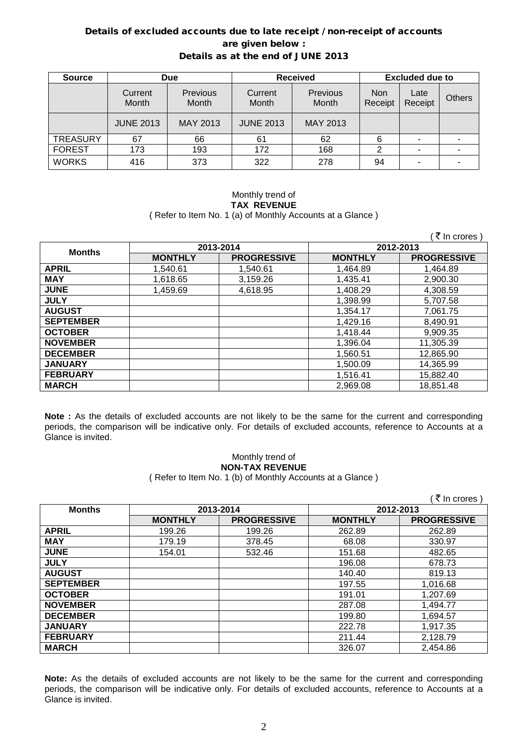### Details of excluded accounts due to late receipt / non-receipt of accounts are given below :
### Details as at the end of JUNE 2013

| Source | Due | | Received | | Excluded due to | | |
|---|---|---|---|---|---|---|---|
| | Current Month | Previous Month | Current Month | Previous Month | Non Receipt | Late Receipt | Others |
| | JUNE 2013 | MAY 2013 | JUNE 2013 | MAY 2013 | | | |
| TREASURY | 67 | 66 | 61 | 62 | 6 | - | - |
| FOREST | 173 | 193 | 172 | 168 | 2 | - | - |
| WORKS | 416 | 373 | 322 | 278 | 94 | - | - |

Monthly trend of
**TAX REVENUE**
( Refer to Item No. 1 (a) of Monthly Accounts at a Glance )

( ₹ In crores )

| Months | 2013-2014 | | 2012-2013 | |
|---|---|---|---|---|
| | MONTHLY | PROGRESSIVE | MONTHLY | PROGRESSIVE |
| APRIL | 1,540.61 | 1,540.61 | 1,464.89 | 1,464.89 |
| MAY | 1,618.65 | 3,159.26 | 1,435.41 | 2,900.30 |
| JUNE | 1,459.69 | 4,618.95 | 1,408.29 | 4,308.59 |
| JULY | | | 1,398.99 | 5,707.58 |
| AUGUST | | | 1,354.17 | 7,061.75 |
| SEPTEMBER | | | 1,429.16 | 8,490.91 |
| OCTOBER | | | 1,418.44 | 9,909.35 |
| NOVEMBER | | | 1,396.04 | 11,305.39 |
| DECEMBER | | | 1,560.51 | 12,865.90 |
| JANUARY | | | 1,500.09 | 14,365.99 |
| FEBRUARY | | | 1,516.41 | 15,882.40 |
| MARCH | | | 2,969.08 | 18,851.48 |

**Note :** As the details of excluded accounts are not likely to be the same for the current and corresponding periods, the comparison will be indicative only. For details of excluded accounts, reference to Accounts at a Glance is invited.

Monthly trend of
**NON-TAX REVENUE**
( Refer to Item No. 1 (b) of Monthly Accounts at a Glance )

( ₹ In crores )

| Months | 2013-2014 | | 2012-2013 | |
|---|---|---|---|---|
| | MONTHLY | PROGRESSIVE | MONTHLY | PROGRESSIVE |
| APRIL | 199.26 | 199.26 | 262.89 | 262.89 |
| MAY | 179.19 | 378.45 | 68.08 | 330.97 |
| JUNE | 154.01 | 532.46 | 151.68 | 482.65 |
| JULY | | | 196.08 | 678.73 |
| AUGUST | | | 140.40 | 819.13 |
| SEPTEMBER | | | 197.55 | 1,016.68 |
| OCTOBER | | | 191.01 | 1,207.69 |
| NOVEMBER | | | 287.08 | 1,494.77 |
| DECEMBER | | | 199.80 | 1,694.57 |
| JANUARY | | | 222.78 | 1,917.35 |
| FEBRUARY | | | 211.44 | 2,128.79 |
| MARCH | | | 326.07 | 2,454.86 |

**Note:** As the details of excluded accounts are not likely to be the same for the current and corresponding periods, the comparison will be indicative only. For details of excluded accounts, reference to Accounts at a Glance is invited.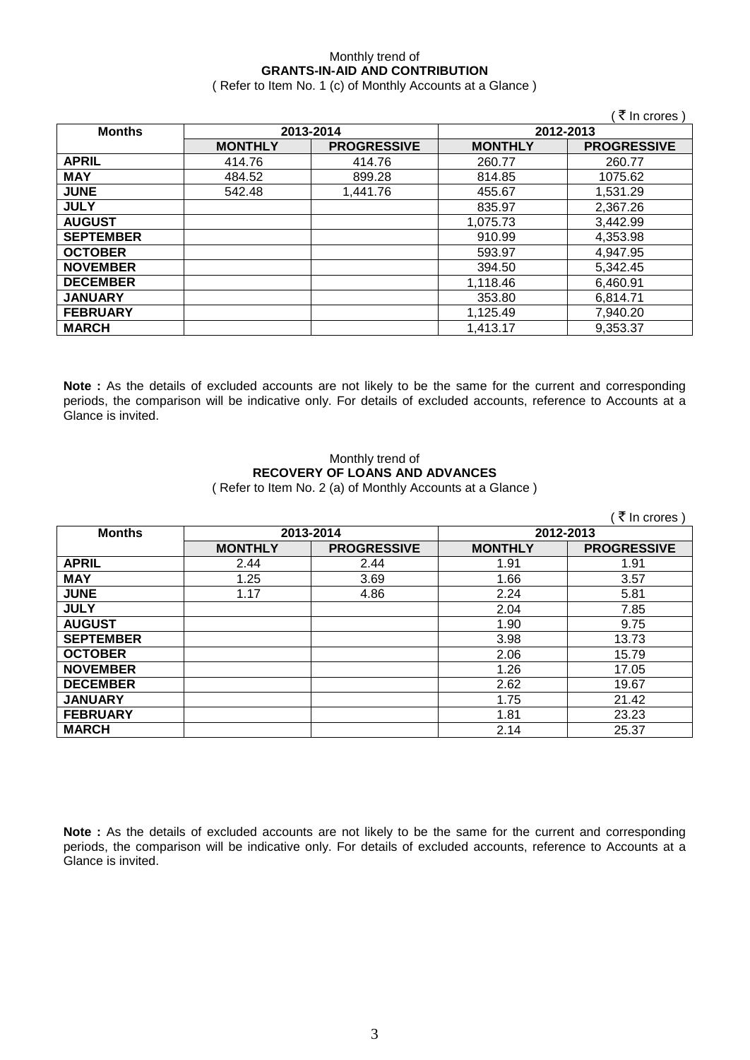Monthly trend of

**GRANTS-IN-AID AND CONTRIBUTION**

( Refer to Item No. 1 (c) of Monthly Accounts at a Glance )

( ₹ In crores )

| Months | 2013-2014 | | 2012-2013 | |
|---|---|---|---|---|
| | MONTHLY | PROGRESSIVE | MONTHLY | PROGRESSIVE |
| APRIL | 414.76 | 414.76 | 260.77 | 260.77 |
| MAY | 484.52 | 899.28 | 814.85 | 1075.62 |
| JUNE | 542.48 | 1,441.76 | 455.67 | 1,531.29 |
| JULY | | | 835.97 | 2,367.26 |
| AUGUST | | | 1,075.73 | 3,442.99 |
| SEPTEMBER | | | 910.99 | 4,353.98 |
| OCTOBER | | | 593.97 | 4,947.95 |
| NOVEMBER | | | 394.50 | 5,342.45 |
| DECEMBER | | | 1,118.46 | 6,460.91 |
| JANUARY | | | 353.80 | 6,814.71 |
| FEBRUARY | | | 1,125.49 | 7,940.20 |
| MARCH | | | 1,413.17 | 9,353.37 |

**Note :** As the details of excluded accounts are not likely to be the same for the current and corresponding periods, the comparison will be indicative only. For details of excluded accounts, reference to Accounts at a Glance is invited.

Monthly trend of

**RECOVERY OF LOANS AND ADVANCES**

( Refer to Item No. 2 (a) of Monthly Accounts at a Glance )

( ₹ In crores )

| Months | 2013-2014 | | 2012-2013 | |
|---|---|---|---|---|
| | MONTHLY | PROGRESSIVE | MONTHLY | PROGRESSIVE |
| APRIL | 2.44 | 2.44 | 1.91 | 1.91 |
| MAY | 1.25 | 3.69 | 1.66 | 3.57 |
| JUNE | 1.17 | 4.86 | 2.24 | 5.81 |
| JULY | | | 2.04 | 7.85 |
| AUGUST | | | 1.90 | 9.75 |
| SEPTEMBER | | | 3.98 | 13.73 |
| OCTOBER | | | 2.06 | 15.79 |
| NOVEMBER | | | 1.26 | 17.05 |
| DECEMBER | | | 2.62 | 19.67 |
| JANUARY | | | 1.75 | 21.42 |
| FEBRUARY | | | 1.81 | 23.23 |
| MARCH | | | 2.14 | 25.37 |

**Note :** As the details of excluded accounts are not likely to be the same for the current and corresponding periods, the comparison will be indicative only. For details of excluded accounts, reference to Accounts at a Glance is invited.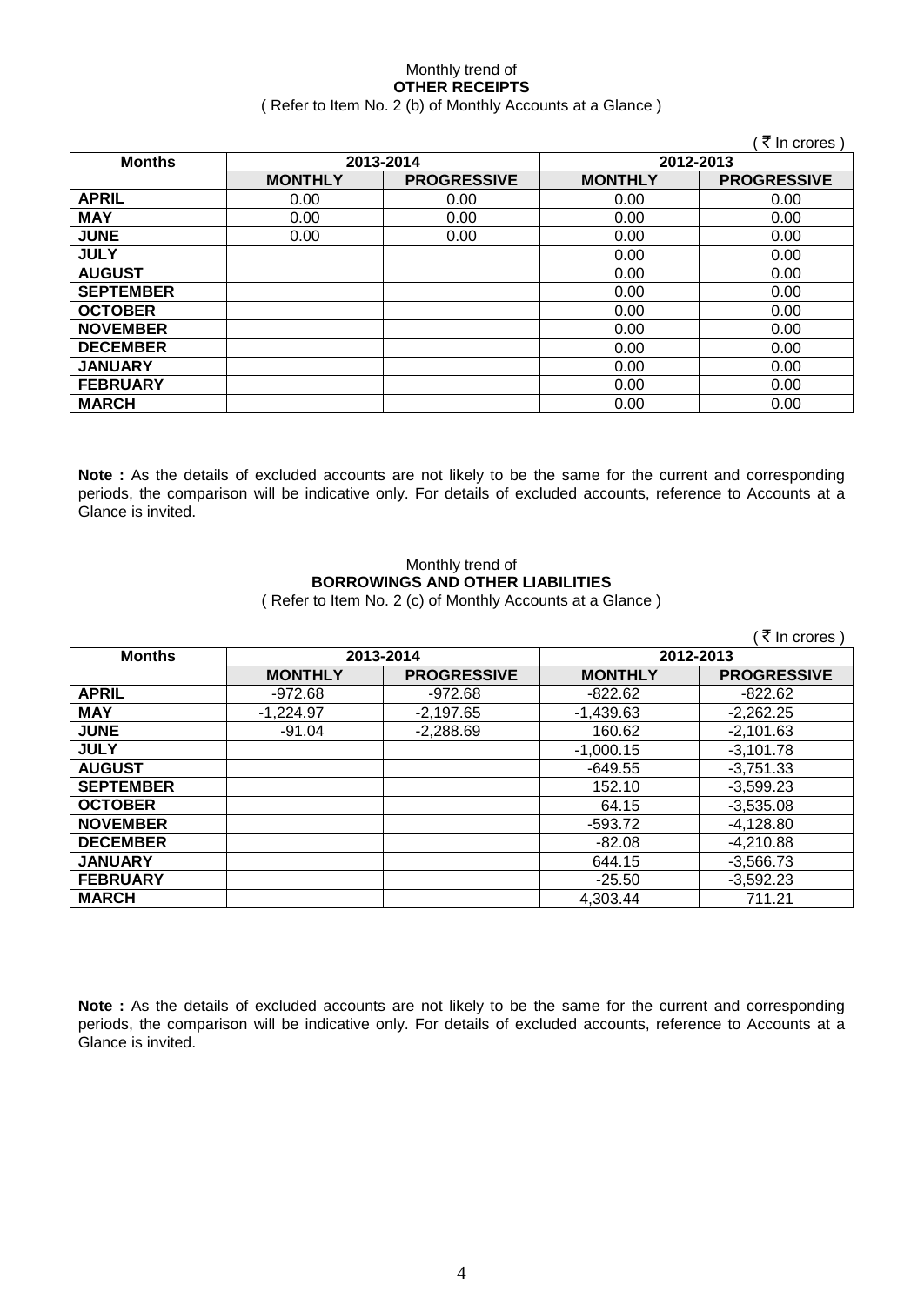Monthly trend of

**OTHER RECEIPTS**

( Refer to Item No. 2 (b) of Monthly Accounts at a Glance )

( ₹ In crores )

| Months | 2013-2014 | | 2012-2013 | |
|---|---|---|---|---|
| | **MONTHLY** | **PROGRESSIVE** | **MONTHLY** | **PROGRESSIVE** |
| **APRIL** | 0.00 | 0.00 | 0.00 | 0.00 |
| **MAY** | 0.00 | 0.00 | 0.00 | 0.00 |
| **JUNE** | 0.00 | 0.00 | 0.00 | 0.00 |
| **JULY** | | | 0.00 | 0.00 |
| **AUGUST** | | | 0.00 | 0.00 |
| **SEPTEMBER** | | | 0.00 | 0.00 |
| **OCTOBER** | | | 0.00 | 0.00 |
| **NOVEMBER** | | | 0.00 | 0.00 |
| **DECEMBER** | | | 0.00 | 0.00 |
| **JANUARY** | | | 0.00 | 0.00 |
| **FEBRUARY** | | | 0.00 | 0.00 |
| **MARCH** | | | 0.00 | 0.00 |

**Note :** As the details of excluded accounts are not likely to be the same for the current and corresponding periods, the comparison will be indicative only. For details of excluded accounts, reference to Accounts at a Glance is invited.

Monthly trend of

**BORROWINGS AND OTHER LIABILITIES**

( Refer to Item No. 2 (c) of Monthly Accounts at a Glance )

( ₹ In crores )

| Months | 2013-2014 | | 2012-2013 | |
|---|---|---|---|---|
| | **MONTHLY** | **PROGRESSIVE** | **MONTHLY** | **PROGRESSIVE** |
| **APRIL** | -972.68 | -972.68 | -822.62 | -822.62 |
| **MAY** | -1,224.97 | -2,197.65 | -1,439.63 | -2,262.25 |
| **JUNE** | -91.04 | -2,288.69 | 160.62 | -2,101.63 |
| **JULY** | | | -1,000.15 | -3,101.78 |
| **AUGUST** | | | -649.55 | -3,751.33 |
| **SEPTEMBER** | | | 152.10 | -3,599.23 |
| **OCTOBER** | | | 64.15 | -3,535.08 |
| **NOVEMBER** | | | -593.72 | -4,128.80 |
| **DECEMBER** | | | -82.08 | -4,210.88 |
| **JANUARY** | | | 644.15 | -3,566.73 |
| **FEBRUARY** | | | -25.50 | -3,592.23 |
| **MARCH** | | | 4,303.44 | 711.21 |

**Note :** As the details of excluded accounts are not likely to be the same for the current and corresponding periods, the comparison will be indicative only. For details of excluded accounts, reference to Accounts at a Glance is invited.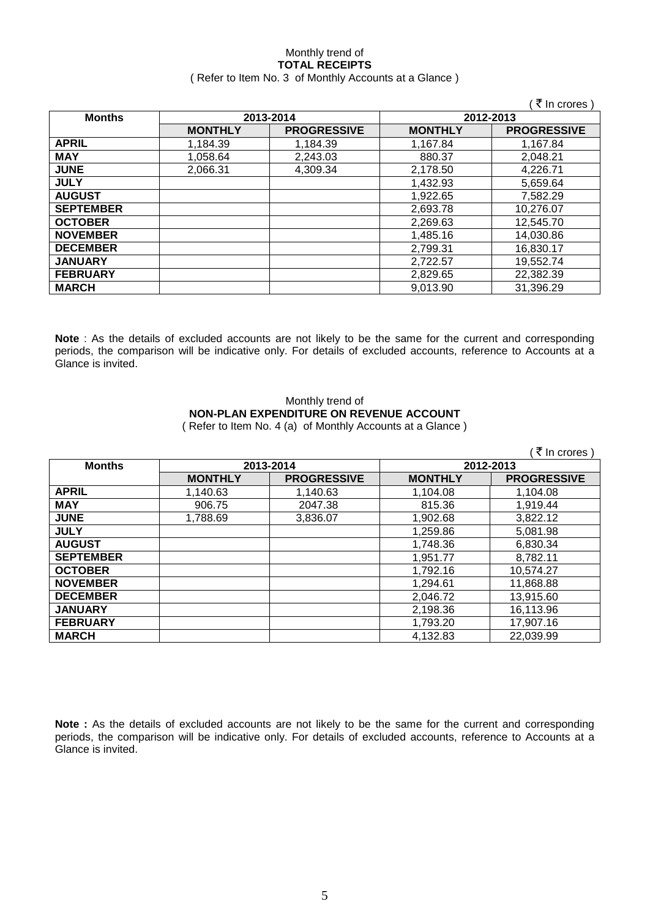Monthly trend of

**TOTAL RECEIPTS**

( Refer to Item No. 3 of Monthly Accounts at a Glance )

( ₹ In crores )

| Months | 2013-2014 | | 2012-2013 | |
|---|---|---|---|---|
| | **MONTHLY** | **PROGRESSIVE** | **MONTHLY** | **PROGRESSIVE** |
| **APRIL** | 1,184.39 | 1,184.39 | 1,167.84 | 1,167.84 |
| **MAY** | 1,058.64 | 2,243.03 | 880.37 | 2,048.21 |
| **JUNE** | 2,066.31 | 4,309.34 | 2,178.50 | 4,226.71 |
| **JULY** | | | 1,432.93 | 5,659.64 |
| **AUGUST** | | | 1,922.65 | 7,582.29 |
| **SEPTEMBER** | | | 2,693.78 | 10,276.07 |
| **OCTOBER** | | | 2,269.63 | 12,545.70 |
| **NOVEMBER** | | | 1,485.16 | 14,030.86 |
| **DECEMBER** | | | 2,799.31 | 16,830.17 |
| **JANUARY** | | | 2,722.57 | 19,552.74 |
| **FEBRUARY** | | | 2,829.65 | 22,382.39 |
| **MARCH** | | | 9,013.90 | 31,396.29 |

**Note** : As the details of excluded accounts are not likely to be the same for the current and corresponding periods, the comparison will be indicative only. For details of excluded accounts, reference to Accounts at a Glance is invited.

Monthly trend of

**NON-PLAN EXPENDITURE ON REVENUE ACCOUNT**

( Refer to Item No. 4 (a) of Monthly Accounts at a Glance )

( ₹ In crores )

| Months | 2013-2014 | | 2012-2013 | |
|---|---|---|---|---|
| | **MONTHLY** | **PROGRESSIVE** | **MONTHLY** | **PROGRESSIVE** |
| **APRIL** | 1,140.63 | 1,140.63 | 1,104.08 | 1,104.08 |
| **MAY** | 906.75 | 2047.38 | 815.36 | 1,919.44 |
| **JUNE** | 1,788.69 | 3,836.07 | 1,902.68 | 3,822.12 |
| **JULY** | | | 1,259.86 | 5,081.98 |
| **AUGUST** | | | 1,748.36 | 6,830.34 |
| **SEPTEMBER** | | | 1,951.77 | 8,782.11 |
| **OCTOBER** | | | 1,792.16 | 10,574.27 |
| **NOVEMBER** | | | 1,294.61 | 11,868.88 |
| **DECEMBER** | | | 2,046.72 | 13,915.60 |
| **JANUARY** | | | 2,198.36 | 16,113.96 |
| **FEBRUARY** | | | 1,793.20 | 17,907.16 |
| **MARCH** | | | 4,132.83 | 22,039.99 |

**Note :** As the details of excluded accounts are not likely to be the same for the current and corresponding periods, the comparison will be indicative only. For details of excluded accounts, reference to Accounts at a Glance is invited.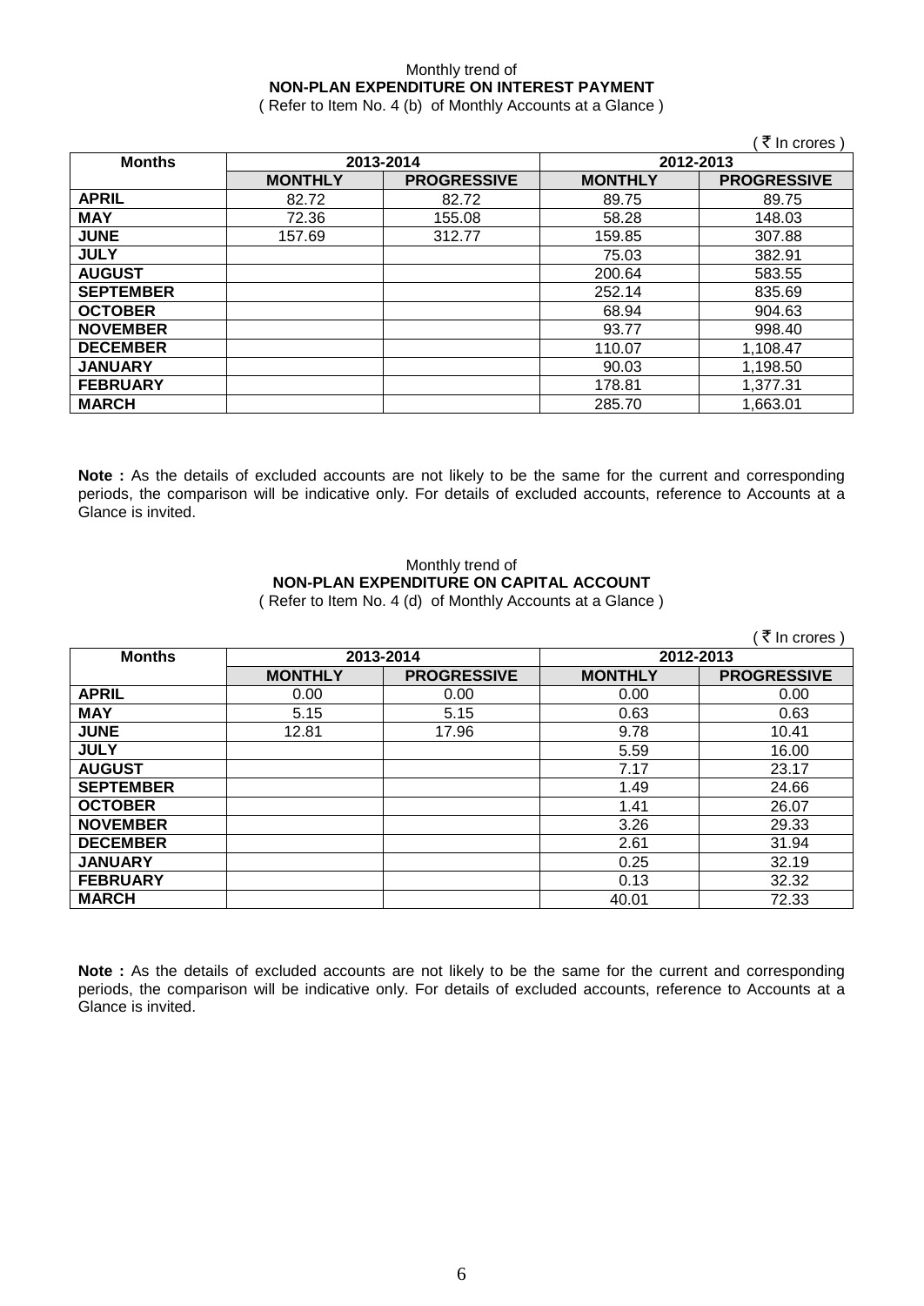Monthly trend of

**NON-PLAN EXPENDITURE ON INTEREST PAYMENT**

( Refer to Item No. 4 (b) of Monthly Accounts at a Glance )

( ₹ In crores )

| Months | 2013-2014 | | 2012-2013 | |
|---|---|---|---|---|
| | **MONTHLY** | **PROGRESSIVE** | **MONTHLY** | **PROGRESSIVE** |
| **APRIL** | 82.72 | 82.72 | 89.75 | 89.75 |
| **MAY** | 72.36 | 155.08 | 58.28 | 148.03 |
| **JUNE** | 157.69 | 312.77 | 159.85 | 307.88 |
| **JULY** | | | 75.03 | 382.91 |
| **AUGUST** | | | 200.64 | 583.55 |
| **SEPTEMBER** | | | 252.14 | 835.69 |
| **OCTOBER** | | | 68.94 | 904.63 |
| **NOVEMBER** | | | 93.77 | 998.40 |
| **DECEMBER** | | | 110.07 | 1,108.47 |
| **JANUARY** | | | 90.03 | 1,198.50 |
| **FEBRUARY** | | | 178.81 | 1,377.31 |
| **MARCH** | | | 285.70 | 1,663.01 |

**Note :** As the details of excluded accounts are not likely to be the same for the current and corresponding periods, the comparison will be indicative only. For details of excluded accounts, reference to Accounts at a Glance is invited.

Monthly trend of

**NON-PLAN EXPENDITURE ON CAPITAL ACCOUNT**

( Refer to Item No. 4 (d) of Monthly Accounts at a Glance )

( ₹ In crores )

| Months | 2013-2014 | | 2012-2013 | |
|---|---|---|---|---|
| | **MONTHLY** | **PROGRESSIVE** | **MONTHLY** | **PROGRESSIVE** |
| **APRIL** | 0.00 | 0.00 | 0.00 | 0.00 |
| **MAY** | 5.15 | 5.15 | 0.63 | 0.63 |
| **JUNE** | 12.81 | 17.96 | 9.78 | 10.41 |
| **JULY** | | | 5.59 | 16.00 |
| **AUGUST** | | | 7.17 | 23.17 |
| **SEPTEMBER** | | | 1.49 | 24.66 |
| **OCTOBER** | | | 1.41 | 26.07 |
| **NOVEMBER** | | | 3.26 | 29.33 |
| **DECEMBER** | | | 2.61 | 31.94 |
| **JANUARY** | | | 0.25 | 32.19 |
| **FEBRUARY** | | | 0.13 | 32.32 |
| **MARCH** | | | 40.01 | 72.33 |

**Note :** As the details of excluded accounts are not likely to be the same for the current and corresponding periods, the comparison will be indicative only. For details of excluded accounts, reference to Accounts at a Glance is invited.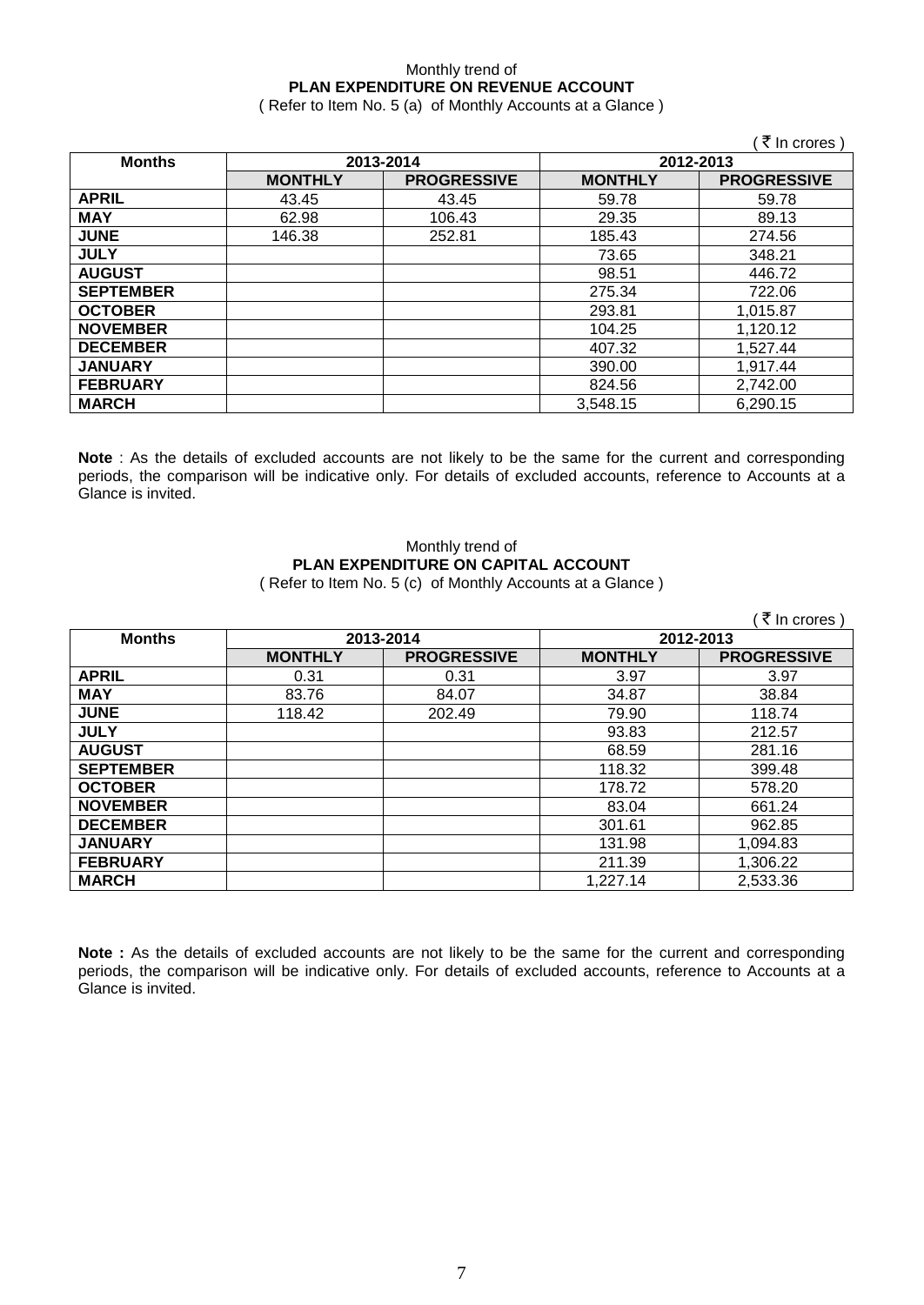Monthly trend of

**PLAN EXPENDITURE ON REVENUE ACCOUNT**

( Refer to Item No. 5 (a) of Monthly Accounts at a Glance )

( ₹ In crores )

| Months | 2013-2014 | | 2012-2013 | |
|---|---|---|---|---|
| | **MONTHLY** | **PROGRESSIVE** | **MONTHLY** | **PROGRESSIVE** |
| **APRIL** | 43.45 | 43.45 | 59.78 | 59.78 |
| **MAY** | 62.98 | 106.43 | 29.35 | 89.13 |
| **JUNE** | 146.38 | 252.81 | 185.43 | 274.56 |
| **JULY** | | | 73.65 | 348.21 |
| **AUGUST** | | | 98.51 | 446.72 |
| **SEPTEMBER** | | | 275.34 | 722.06 |
| **OCTOBER** | | | 293.81 | 1,015.87 |
| **NOVEMBER** | | | 104.25 | 1,120.12 |
| **DECEMBER** | | | 407.32 | 1,527.44 |
| **JANUARY** | | | 390.00 | 1,917.44 |
| **FEBRUARY** | | | 824.56 | 2,742.00 |
| **MARCH** | | | 3,548.15 | 6,290.15 |

**Note** : As the details of excluded accounts are not likely to be the same for the current and corresponding periods, the comparison will be indicative only. For details of excluded accounts, reference to Accounts at a Glance is invited.

Monthly trend of

**PLAN EXPENDITURE ON CAPITAL ACCOUNT**

( Refer to Item No. 5 (c) of Monthly Accounts at a Glance )

( ₹ In crores )

| Months | 2013-2014 | | 2012-2013 | |
|---|---|---|---|---|
| | **MONTHLY** | **PROGRESSIVE** | **MONTHLY** | **PROGRESSIVE** |
| **APRIL** | 0.31 | 0.31 | 3.97 | 3.97 |
| **MAY** | 83.76 | 84.07 | 34.87 | 38.84 |
| **JUNE** | 118.42 | 202.49 | 79.90 | 118.74 |
| **JULY** | | | 93.83 | 212.57 |
| **AUGUST** | | | 68.59 | 281.16 |
| **SEPTEMBER** | | | 118.32 | 399.48 |
| **OCTOBER** | | | 178.72 | 578.20 |
| **NOVEMBER** | | | 83.04 | 661.24 |
| **DECEMBER** | | | 301.61 | 962.85 |
| **JANUARY** | | | 131.98 | 1,094.83 |
| **FEBRUARY** | | | 211.39 | 1,306.22 |
| **MARCH** | | | 1,227.14 | 2,533.36 |

**Note :** As the details of excluded accounts are not likely to be the same for the current and corresponding periods, the comparison will be indicative only. For details of excluded accounts, reference to Accounts at a Glance is invited.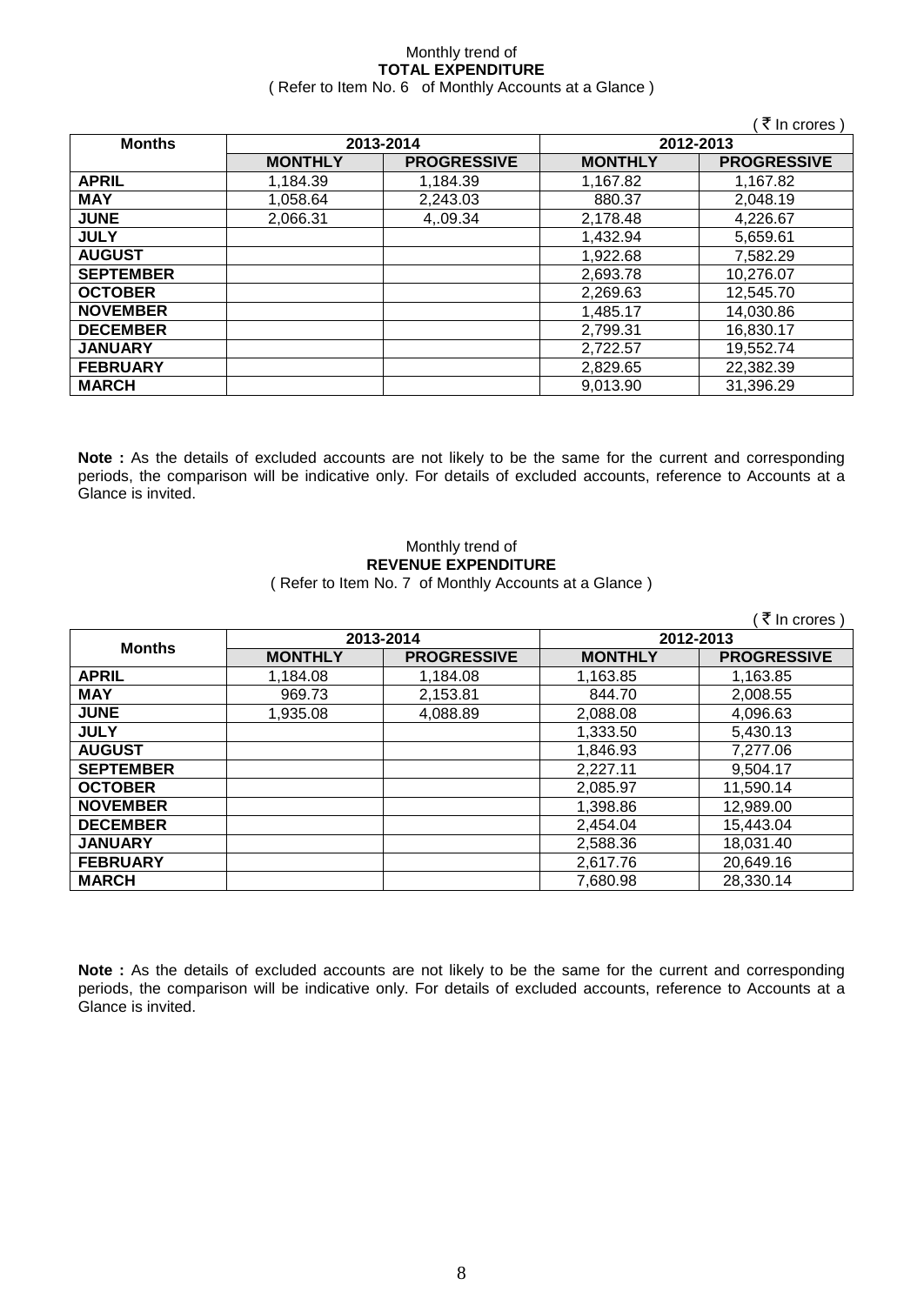Monthly trend of
**TOTAL EXPENDITURE**
( Refer to Item No. 6 of Monthly Accounts at a Glance )

( ₹ In crores )

| Months | 2013-2014 | | 2012-2013 | |
|---|---|---|---|---|
| | MONTHLY | PROGRESSIVE | MONTHLY | PROGRESSIVE |
| **APRIL** | 1,184.39 | 1,184.39 | 1,167.82 | 1,167.82 |
| **MAY** | 1,058.64 | 2,243.03 | 880.37 | 2,048.19 |
| **JUNE** | 2,066.31 | 4,.09.34 | 2,178.48 | 4,226.67 |
| **JULY** | | | 1,432.94 | 5,659.61 |
| **AUGUST** | | | 1,922.68 | 7,582.29 |
| **SEPTEMBER** | | | 2,693.78 | 10,276.07 |
| **OCTOBER** | | | 2,269.63 | 12,545.70 |
| **NOVEMBER** | | | 1,485.17 | 14,030.86 |
| **DECEMBER** | | | 2,799.31 | 16,830.17 |
| **JANUARY** | | | 2,722.57 | 19,552.74 |
| **FEBRUARY** | | | 2,829.65 | 22,382.39 |
| **MARCH** | | | 9,013.90 | 31,396.29 |

**Note :** As the details of excluded accounts are not likely to be the same for the current and corresponding periods, the comparison will be indicative only. For details of excluded accounts, reference to Accounts at a Glance is invited.

Monthly trend of
**REVENUE EXPENDITURE**
( Refer to Item No. 7 of Monthly Accounts at a Glance )

( ₹ In crores )

| Months | 2013-2014 | | 2012-2013 | |
|---|---|---|---|---|
| | MONTHLY | PROGRESSIVE | MONTHLY | PROGRESSIVE |
| **APRIL** | 1,184.08 | 1,184.08 | 1,163.85 | 1,163.85 |
| **MAY** | 969.73 | 2,153.81 | 844.70 | 2,008.55 |
| **JUNE** | 1,935.08 | 4,088.89 | 2,088.08 | 4,096.63 |
| **JULY** | | | 1,333.50 | 5,430.13 |
| **AUGUST** | | | 1,846.93 | 7,277.06 |
| **SEPTEMBER** | | | 2,227.11 | 9,504.17 |
| **OCTOBER** | | | 2,085.97 | 11,590.14 |
| **NOVEMBER** | | | 1,398.86 | 12,989.00 |
| **DECEMBER** | | | 2,454.04 | 15,443.04 |
| **JANUARY** | | | 2,588.36 | 18,031.40 |
| **FEBRUARY** | | | 2,617.76 | 20,649.16 |
| **MARCH** | | | 7,680.98 | 28,330.14 |

**Note :** As the details of excluded accounts are not likely to be the same for the current and corresponding periods, the comparison will be indicative only. For details of excluded accounts, reference to Accounts at a Glance is invited.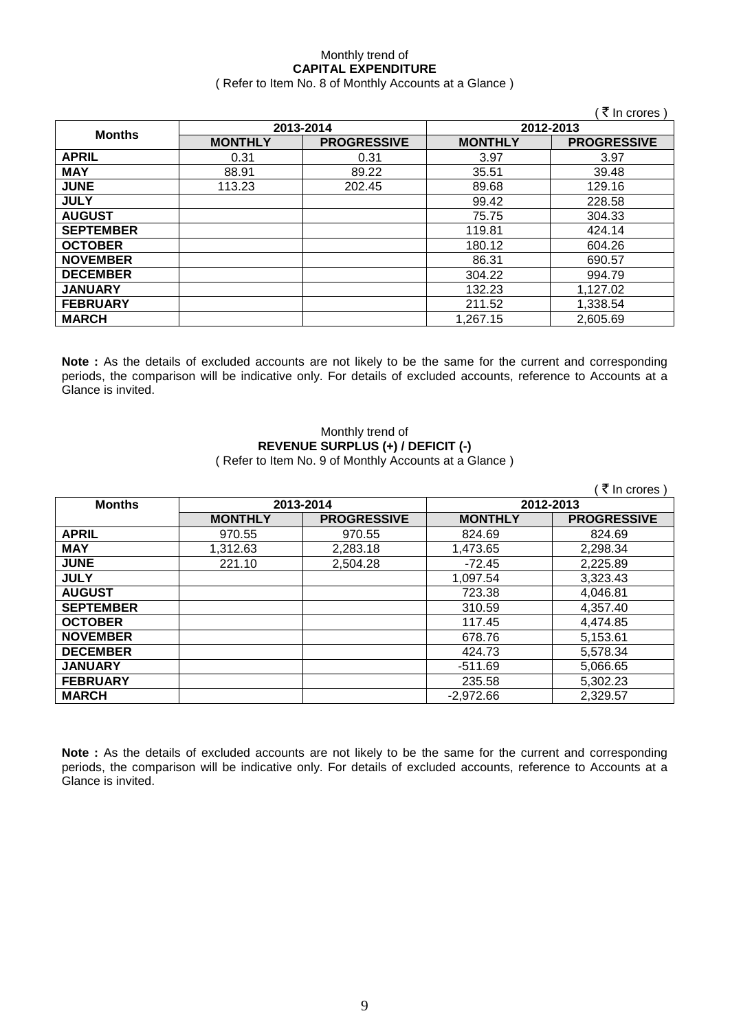Monthly trend of
**CAPITAL EXPENDITURE**
( Refer to Item No. 8 of Monthly Accounts at a Glance )

( ₹ In crores )

| Months | 2013-2014 | | 2012-2013 | |
|---|---|---|---|---|
| | **MONTHLY** | **PROGRESSIVE** | **MONTHLY** | **PROGRESSIVE** |
| **APRIL** | 0.31 | 0.31 | 3.97 | 3.97 |
| **MAY** | 88.91 | 89.22 | 35.51 | 39.48 |
| **JUNE** | 113.23 | 202.45 | 89.68 | 129.16 |
| **JULY** | | | 99.42 | 228.58 |
| **AUGUST** | | | 75.75 | 304.33 |
| **SEPTEMBER** | | | 119.81 | 424.14 |
| **OCTOBER** | | | 180.12 | 604.26 |
| **NOVEMBER** | | | 86.31 | 690.57 |
| **DECEMBER** | | | 304.22 | 994.79 |
| **JANUARY** | | | 132.23 | 1,127.02 |
| **FEBRUARY** | | | 211.52 | 1,338.54 |
| **MARCH** | | | 1,267.15 | 2,605.69 |

**Note :** As the details of excluded accounts are not likely to be the same for the current and corresponding periods, the comparison will be indicative only. For details of excluded accounts, reference to Accounts at a Glance is invited.

Monthly trend of
**REVENUE SURPLUS (+) / DEFICIT (-)**
( Refer to Item No. 9 of Monthly Accounts at a Glance )

( ₹ In crores )

| Months | 2013-2014 | | 2012-2013 | |
|---|---|---|---|---|
| | **MONTHLY** | **PROGRESSIVE** | **MONTHLY** | **PROGRESSIVE** |
| **APRIL** | 970.55 | 970.55 | 824.69 | 824.69 |
| **MAY** | 1,312.63 | 2,283.18 | 1,473.65 | 2,298.34 |
| **JUNE** | 221.10 | 2,504.28 | -72.45 | 2,225.89 |
| **JULY** | | | 1,097.54 | 3,323.43 |
| **AUGUST** | | | 723.38 | 4,046.81 |
| **SEPTEMBER** | | | 310.59 | 4,357.40 |
| **OCTOBER** | | | 117.45 | 4,474.85 |
| **NOVEMBER** | | | 678.76 | 5,153.61 |
| **DECEMBER** | | | 424.73 | 5,578.34 |
| **JANUARY** | | | -511.69 | 5,066.65 |
| **FEBRUARY** | | | 235.58 | 5,302.23 |
| **MARCH** | | | -2,972.66 | 2,329.57 |

**Note :** As the details of excluded accounts are not likely to be the same for the current and corresponding periods, the comparison will be indicative only. For details of excluded accounts, reference to Accounts at a Glance is invited.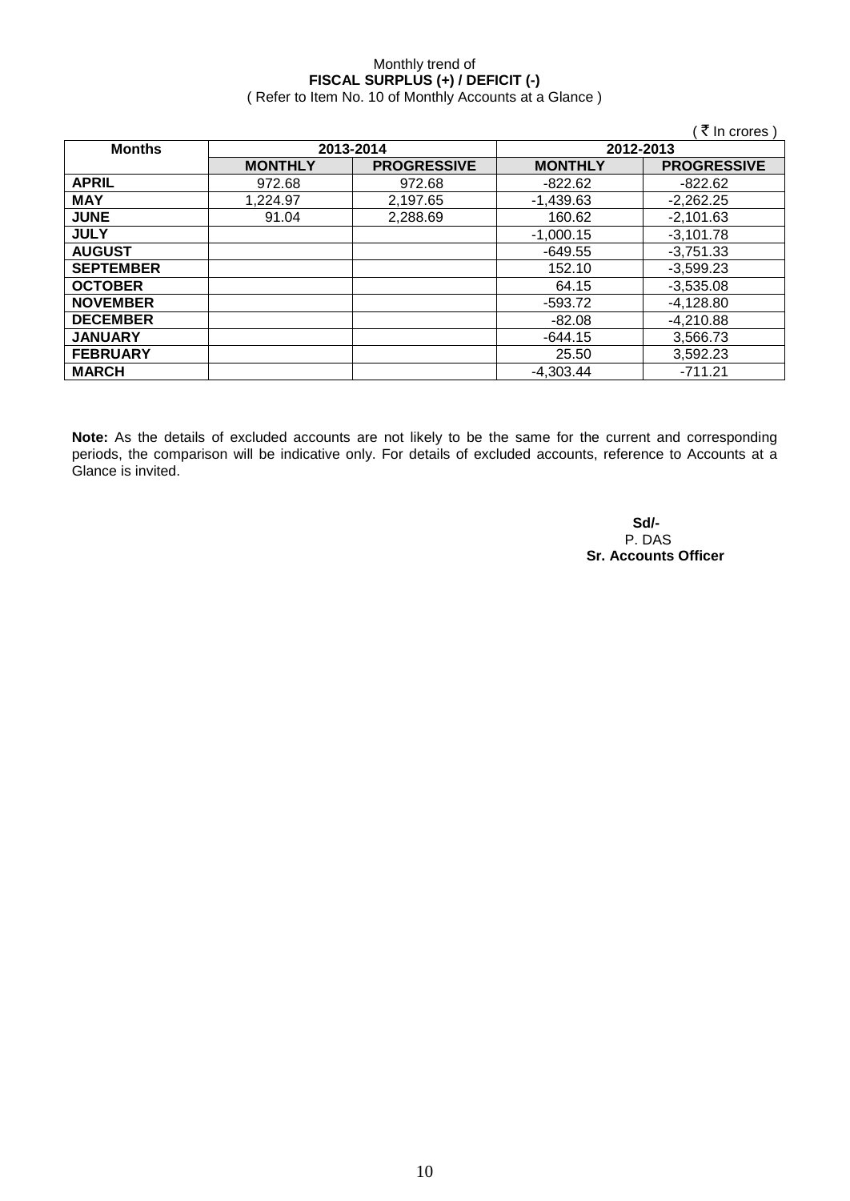Monthly trend of

**FISCAL SURPLUS (+) / DEFICIT (-)**

( Refer to Item No. 10 of Monthly Accounts at a Glance )

( ₹ In crores )

| Months | 2013-2014 | | 2012-2013 | |
|---|---|---|---|---|
| | **MONTHLY** | **PROGRESSIVE** | **MONTHLY** | **PROGRESSIVE** |
| **APRIL** | 972.68 | 972.68 | -822.62 | -822.62 |
| **MAY** | 1,224.97 | 2,197.65 | -1,439.63 | -2,262.25 |
| **JUNE** | 91.04 | 2,288.69 | 160.62 | -2,101.63 |
| **JULY** | | | -1,000.15 | -3,101.78 |
| **AUGUST** | | | -649.55 | -3,751.33 |
| **SEPTEMBER** | | | 152.10 | -3,599.23 |
| **OCTOBER** | | | 64.15 | -3,535.08 |
| **NOVEMBER** | | | -593.72 | -4,128.80 |
| **DECEMBER** | | | -82.08 | -4,210.88 |
| **JANUARY** | | | -644.15 | 3,566.73 |
| **FEBRUARY** | | | 25.50 | 3,592.23 |
| **MARCH** | | | -4,303.44 | -711.21 |

**Note:** As the details of excluded accounts are not likely to be the same for the current and corresponding periods, the comparison will be indicative only. For details of excluded accounts, reference to Accounts at a Glance is invited.

**Sd/-**
P. DAS
**Sr. Accounts Officer**